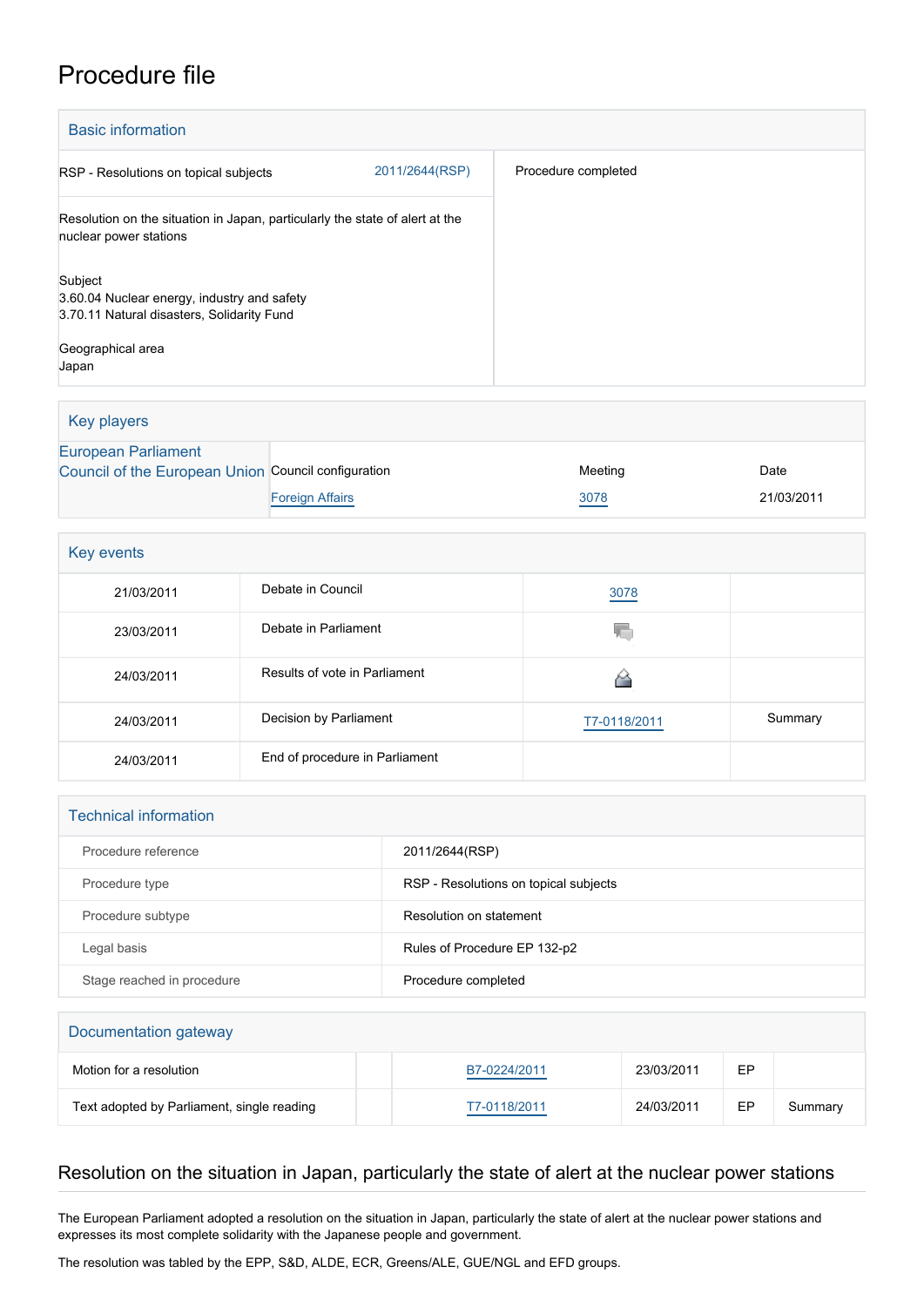# Procedure file

## Basic information

| | |
|---|---|
| RSP - Resolutions on topical subjects 2011/2644(RSP) | Procedure completed |
| Resolution on the situation in Japan, particularly the state of alert at the nuclear power stations | |
| Subject<br>3.60.04 Nuclear energy, industry and safety<br>3.70.11 Natural disasters, Solidarity Fund | |
| Geographical area<br>Japan | |

## Key players

| | Council configuration | Meeting | Date |
|---|---|---|---|
| European Parliament | | | |
| Council of the European Union | Foreign Affairs | 3078 | 21/03/2011 |

## Key events

| | | | |
|---|---|---|---|
| 21/03/2011 | Debate in Council | 3078 | |
| 23/03/2011 | Debate in Parliament | | |
| 24/03/2011 | Results of vote in Parliament | | |
| 24/03/2011 | Decision by Parliament | T7-0118/2011 | Summary |
| 24/03/2011 | End of procedure in Parliament | | |

## Technical information

| | |
|---|---|
| Procedure reference | 2011/2644(RSP) |
| Procedure type | RSP - Resolutions on topical subjects |
| Procedure subtype | Resolution on statement |
| Legal basis | Rules of Procedure EP 132-p2 |
| Stage reached in procedure | Procedure completed |

## Documentation gateway

| | | | | | |
|---|---|---|---|---|---|
| Motion for a resolution | | B7-0224/2011 | 23/03/2011 | EP | |
| Text adopted by Parliament, single reading | | T7-0118/2011 | 24/03/2011 | EP | Summary |

## Resolution on the situation in Japan, particularly the state of alert at the nuclear power stations

The European Parliament adopted a resolution on the situation in Japan, particularly the state of alert at the nuclear power stations and expresses its most complete solidarity with the Japanese people and government.

The resolution was tabled by the EPP, S&D, ALDE, ECR, Greens/ALE, GUE/NGL and EFD groups.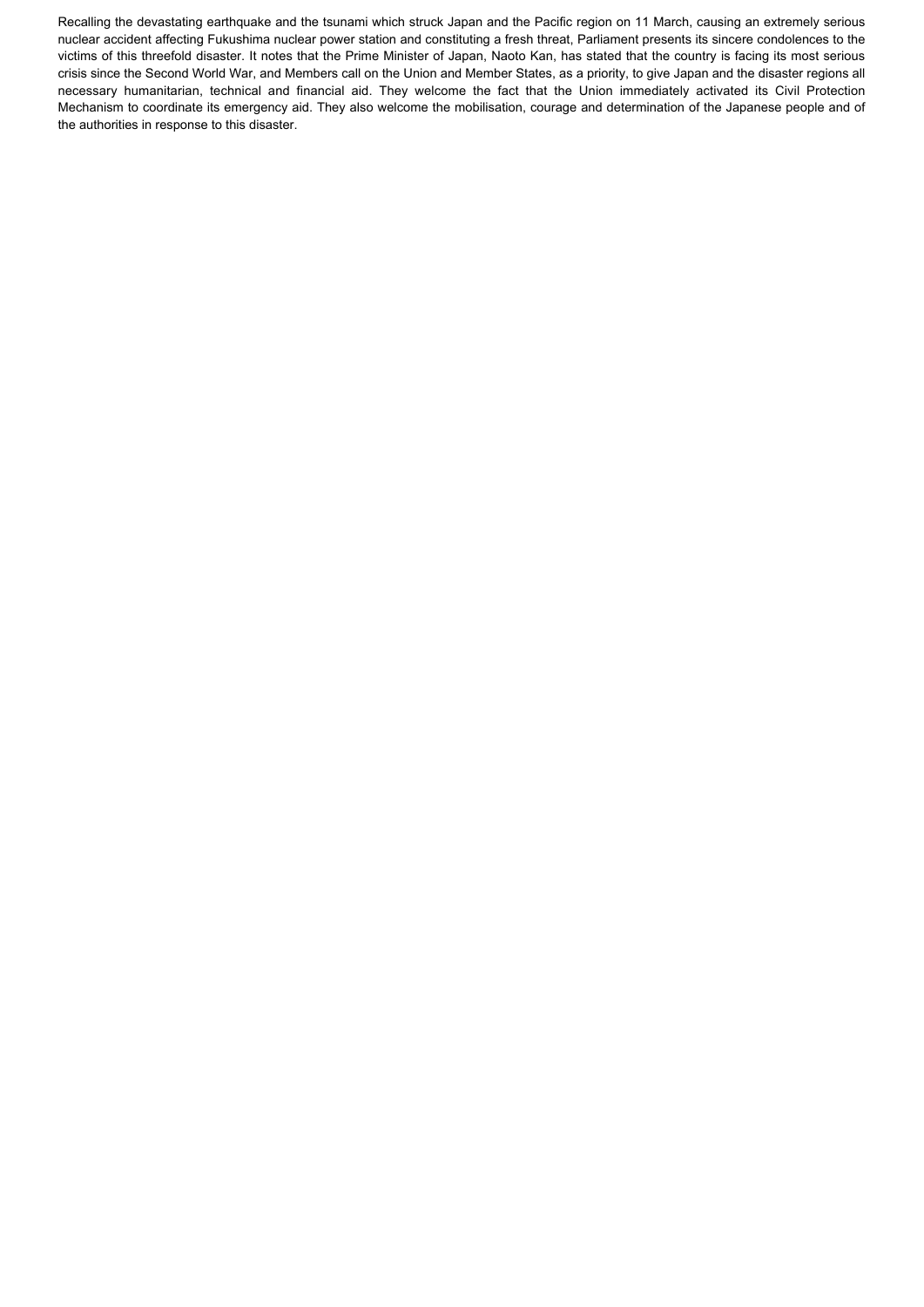Recalling the devastating earthquake and the tsunami which struck Japan and the Pacific region on 11 March, causing an extremely serious nuclear accident affecting Fukushima nuclear power station and constituting a fresh threat, Parliament presents its sincere condolences to the victims of this threefold disaster. It notes that the Prime Minister of Japan, Naoto Kan, has stated that the country is facing its most serious crisis since the Second World War, and Members call on the Union and Member States, as a priority, to give Japan and the disaster regions all necessary humanitarian, technical and financial aid. They welcome the fact that the Union immediately activated its Civil Protection Mechanism to coordinate its emergency aid. They also welcome the mobilisation, courage and determination of the Japanese people and of the authorities in response to this disaster.